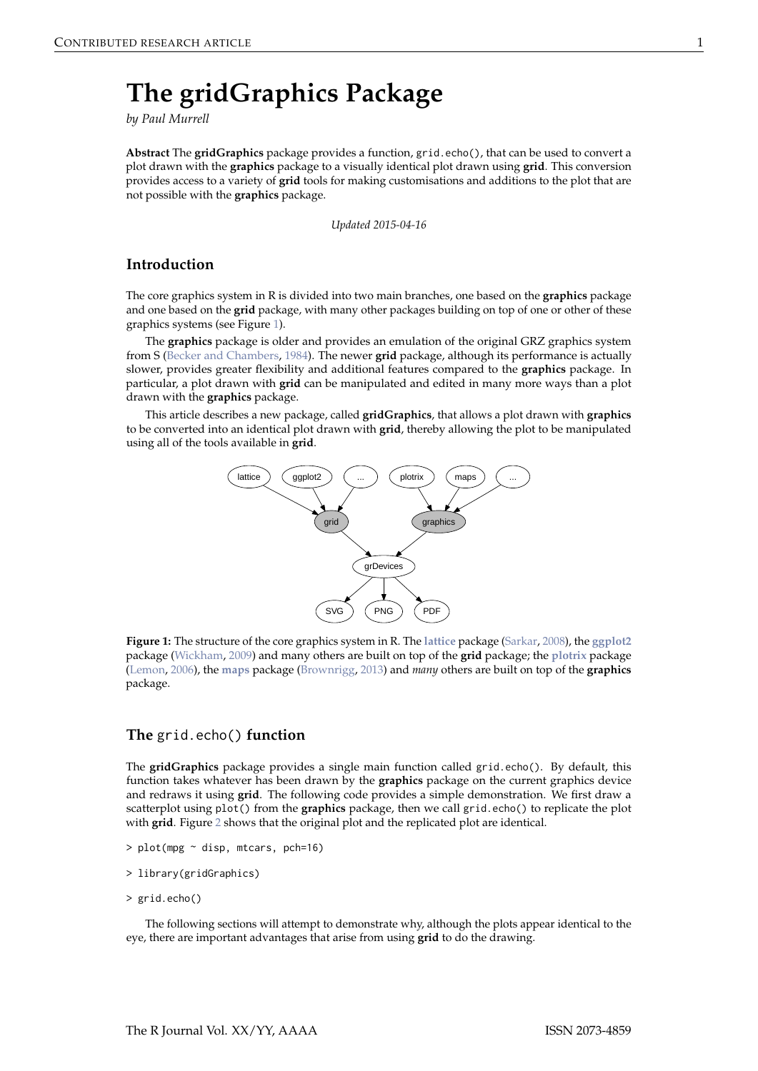# The gridGraphics Package

*by Paul Murrell*

**Abstract** The **gridGraphics** package provides a function, `grid.echo()`, that can be used to convert a plot drawn with the **graphics** package to a visually identical plot drawn using **grid**. This conversion provides access to a variety of **grid** tools for making customisations and additions to the plot that are not possible with the **graphics** package.

*Updated 2015-04-16*

## Introduction

The core graphics system in R is divided into two main branches, one based on the **graphics** package and one based on the **grid** package, with many other packages building on top of one or other of these graphics systems (see Figure 1).

The **graphics** package is older and provides an emulation of the original GRZ graphics system from S (Becker and Chambers, 1984). The newer **grid** package, although its performance is actually slower, provides greater flexibility and additional features compared to the **graphics** package. In particular, a plot drawn with **grid** can be manipulated and edited in many more ways than a plot drawn with the **graphics** package.

This article describes a new package, called **gridGraphics**, that allows a plot drawn with **graphics** to be converted into an identical plot drawn with **grid**, thereby allowing the plot to be manipulated using all of the tools available in **grid**.

**Figure 1:** The structure of the core graphics system in R. The **lattice** package (Sarkar, 2008), the **ggplot2** package (Wickham, 2009) and many others are built on top of the **grid** package; the **plotrix** package (Lemon, 2006), the **maps** package (Brownrigg, 2013) and *many* others are built on top of the **graphics** package.

## The `grid.echo()` function

The **gridGraphics** package provides a single main function called `grid.echo()`. By default, this function takes whatever has been drawn by the **graphics** package on the current graphics device and redraws it using **grid**. The following code provides a simple demonstration. We first draw a scatterplot using `plot()` from the **graphics** package, then we call `grid.echo()` to replicate the plot with **grid**. Figure 2 shows that the original plot and the replicated plot are identical.

```
> plot(mpg ~ disp, mtcars, pch=16)

> library(gridGraphics)

> grid.echo()
```

The following sections will attempt to demonstrate why, although the plots appear identical to the eye, there are important advantages that arise from using **grid** to do the drawing.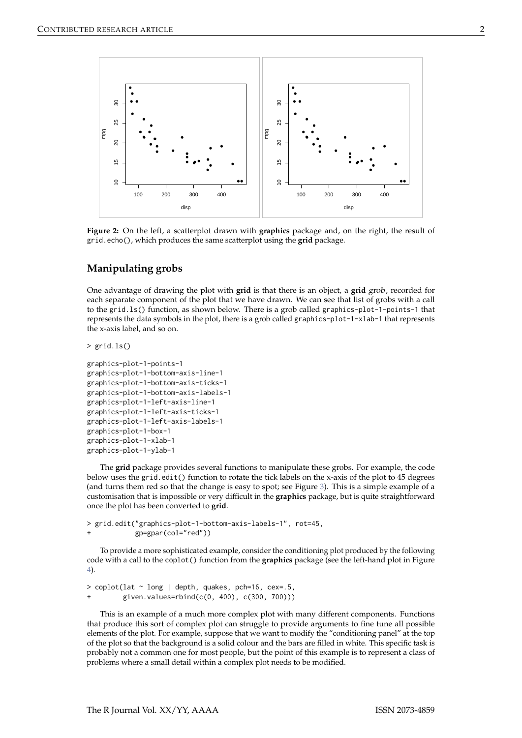**Figure 2:** On the left, a scatterplot drawn with **graphics** package and, on the right, the result of `grid.echo()`, which produces the same scatterplot using the **grid** package.

## Manipulating grobs

One advantage of drawing the plot with **grid** is that there is an object, a **grid** *grob*, recorded for each separate component of the plot that we have drawn. We can see that list of grobs with a call to the `grid.ls()` function, as shown below. There is a grob called `graphics-plot-1-points-1` that represents the data symbols in the plot, there is a grob called `graphics-plot-1-xlab-1` that represents the x-axis label, and so on.

```
> grid.ls()

graphics-plot-1-points-1
graphics-plot-1-bottom-axis-line-1
graphics-plot-1-bottom-axis-ticks-1
graphics-plot-1-bottom-axis-labels-1
graphics-plot-1-left-axis-line-1
graphics-plot-1-left-axis-ticks-1
graphics-plot-1-left-axis-labels-1
graphics-plot-1-box-1
graphics-plot-1-xlab-1
graphics-plot-1-ylab-1
```

The **grid** package provides several functions to manipulate these grobs. For example, the code below uses the `grid.edit()` function to rotate the tick labels on the x-axis of the plot to 45 degrees (and turns them red so that the change is easy to spot; see Figure 3). This is a simple example of a customisation that is impossible or very difficult in the **graphics** package, but is quite straightforward once the plot has been converted to **grid**.

```
> grid.edit("graphics-plot-1-bottom-axis-labels-1", rot=45,
+           gp=gpar(col="red"))
```

To provide a more sophisticated example, consider the conditioning plot produced by the following code with a call to the `coplot()` function from the **graphics** package (see the left-hand plot in Figure 4).

```
> coplot(lat ~ long | depth, quakes, pch=16, cex=.5,
+        given.values=rbind(c(0, 400), c(300, 700)))
```

This is an example of a much more complex plot with many different components. Functions that produce this sort of complex plot can struggle to provide arguments to fine tune all possible elements of the plot. For example, suppose that we want to modify the "conditioning panel" at the top of the plot so that the background is a solid colour and the bars are filled in white. This specific task is probably not a common one for most people, but the point of this example is to represent a class of problems where a small detail within a complex plot needs to be modified.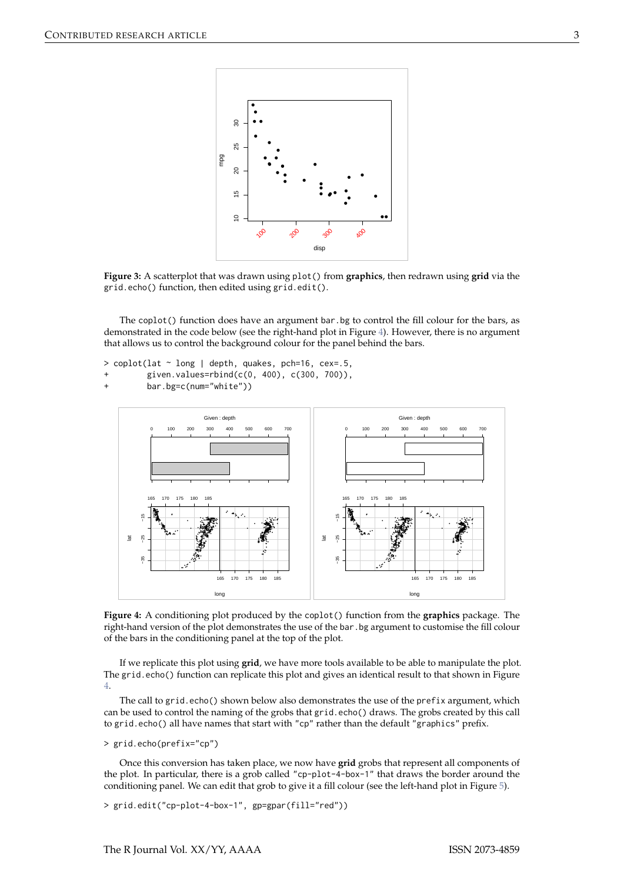**Figure 3:** A scatterplot that was drawn using `plot()` from **graphics**, then redrawn using **grid** via the `grid.echo()` function, then edited using `grid.edit()`.

The `coplot()` function does have an argument `bar.bg` to control the fill colour for the bars, as demonstrated in the code below (see the right-hand plot in Figure 4). However, there is no argument that allows us to control the background colour for the panel behind the bars.

```
> coplot(lat ~ long | depth, quakes, pch=16, cex=.5,
+        given.values=rbind(c(0, 400), c(300, 700)),
+        bar.bg=c(num="white"))
```

**Figure 4:** A conditioning plot produced by the `coplot()` function from the **graphics** package. The right-hand version of the plot demonstrates the use of the `bar.bg` argument to customise the fill colour of the bars in the conditioning panel at the top of the plot.

If we replicate this plot using **grid**, we have more tools available to be able to manipulate the plot. The `grid.echo()` function can replicate this plot and gives an identical result to that shown in Figure 4.

The call to `grid.echo()` shown below also demonstrates the use of the `prefix` argument, which can be used to control the naming of the grobs that `grid.echo()` draws. The grobs created by this call to `grid.echo()` all have names that start with `"cp"` rather than the default `"graphics"` prefix.

```
> grid.echo(prefix="cp")
```

Once this conversion has taken place, we now have **grid** grobs that represent all components of the plot. In particular, there is a grob called `"cp-plot-4-box-1"` that draws the border around the conditioning panel. We can edit that grob to give it a fill colour (see the left-hand plot in Figure 5).

```
> grid.edit("cp-plot-4-box-1", gp=gpar(fill="red"))
```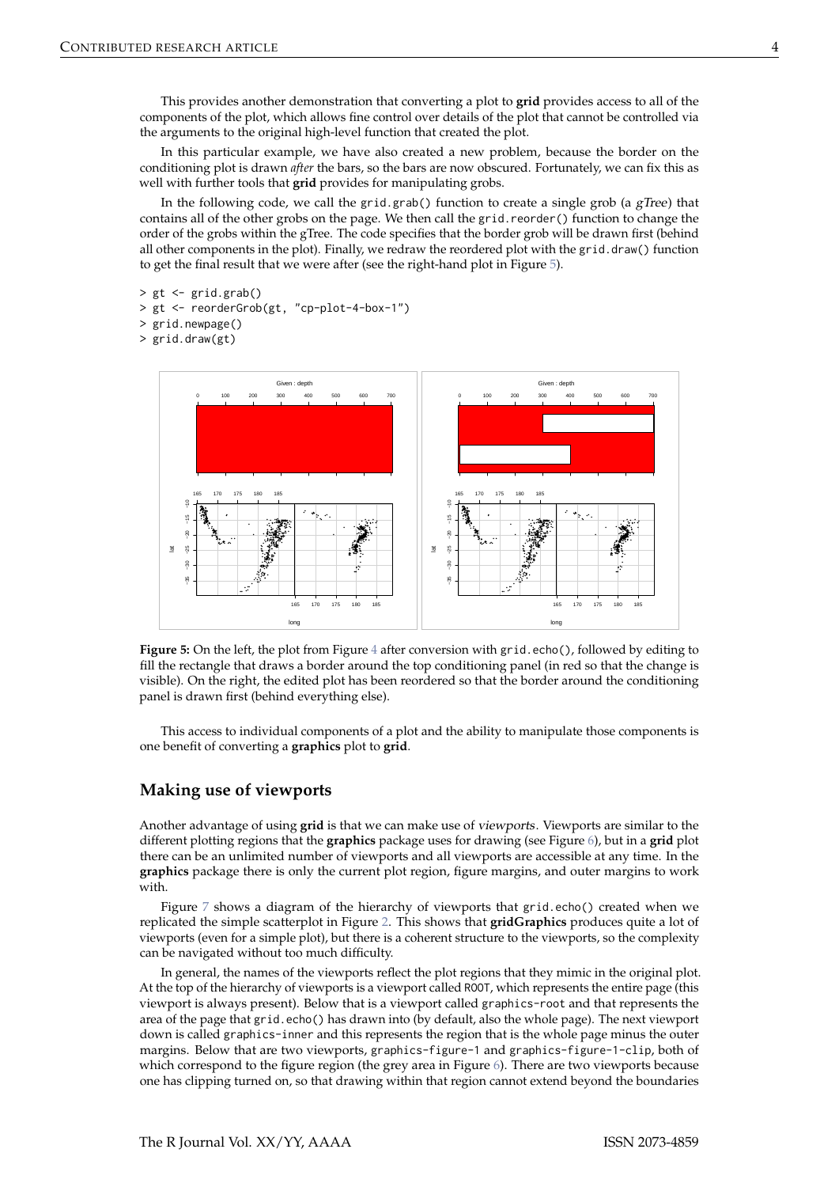This provides another demonstration that converting a plot to **grid** provides access to all of the components of the plot, which allows fine control over details of the plot that cannot be controlled via the arguments to the original high-level function that created the plot.

In this particular example, we have also created a new problem, because the border on the conditioning plot is drawn *after* the bars, so the bars are now obscured. Fortunately, we can fix this as well with further tools that **grid** provides for manipulating grobs.

In the following code, we call the `grid.grab()` function to create a single grob (a *gTree*) that contains all of the other grobs on the page. We then call the `grid.reorder()` function to change the order of the grobs within the gTree. The code specifies that the border grob will be drawn first (behind all other components in the plot). Finally, we redraw the reordered plot with the `grid.draw()` function to get the final result that we were after (see the right-hand plot in Figure 5).

```
> gt <- grid.grab()
> gt <- reorderGrob(gt, "cp-plot-4-box-1")
> grid.newpage()
> grid.draw(gt)
```

**Figure 5:** On the left, the plot from Figure 4 after conversion with `grid.echo()`, followed by editing to fill the rectangle that draws a border around the top conditioning panel (in red so that the change is visible). On the right, the edited plot has been reordered so that the border around the conditioning panel is drawn first (behind everything else).

This access to individual components of a plot and the ability to manipulate those components is one benefit of converting a **graphics** plot to **grid**.

## Making use of viewports

Another advantage of using **grid** is that we can make use of *viewports*. Viewports are similar to the different plotting regions that the **graphics** package uses for drawing (see Figure 6), but in a **grid** plot there can be an unlimited number of viewports and all viewports are accessible at any time. In the **graphics** package there is only the current plot region, figure margins, and outer margins to work with.

Figure 7 shows a diagram of the hierarchy of viewports that `grid.echo()` created when we replicated the simple scatterplot in Figure 2. This shows that **gridGraphics** produces quite a lot of viewports (even for a simple plot), but there is a coherent structure to the viewports, so the complexity can be navigated without too much difficulty.

In general, the names of the viewports reflect the plot regions that they mimic in the original plot. At the top of the hierarchy of viewports is a viewport called `ROOT`, which represents the entire page (this viewport is always present). Below that is a viewport called `graphics-root` and that represents the area of the page that `grid.echo()` has drawn into (by default, also the whole page). The next viewport down is called `graphics-inner` and this represents the region that is the whole page minus the outer margins. Below that are two viewports, `graphics-figure-1` and `graphics-figure-1-clip`, both of which correspond to the figure region (the grey area in Figure 6). There are two viewports because one has clipping turned on, so that drawing within that region cannot extend beyond the boundaries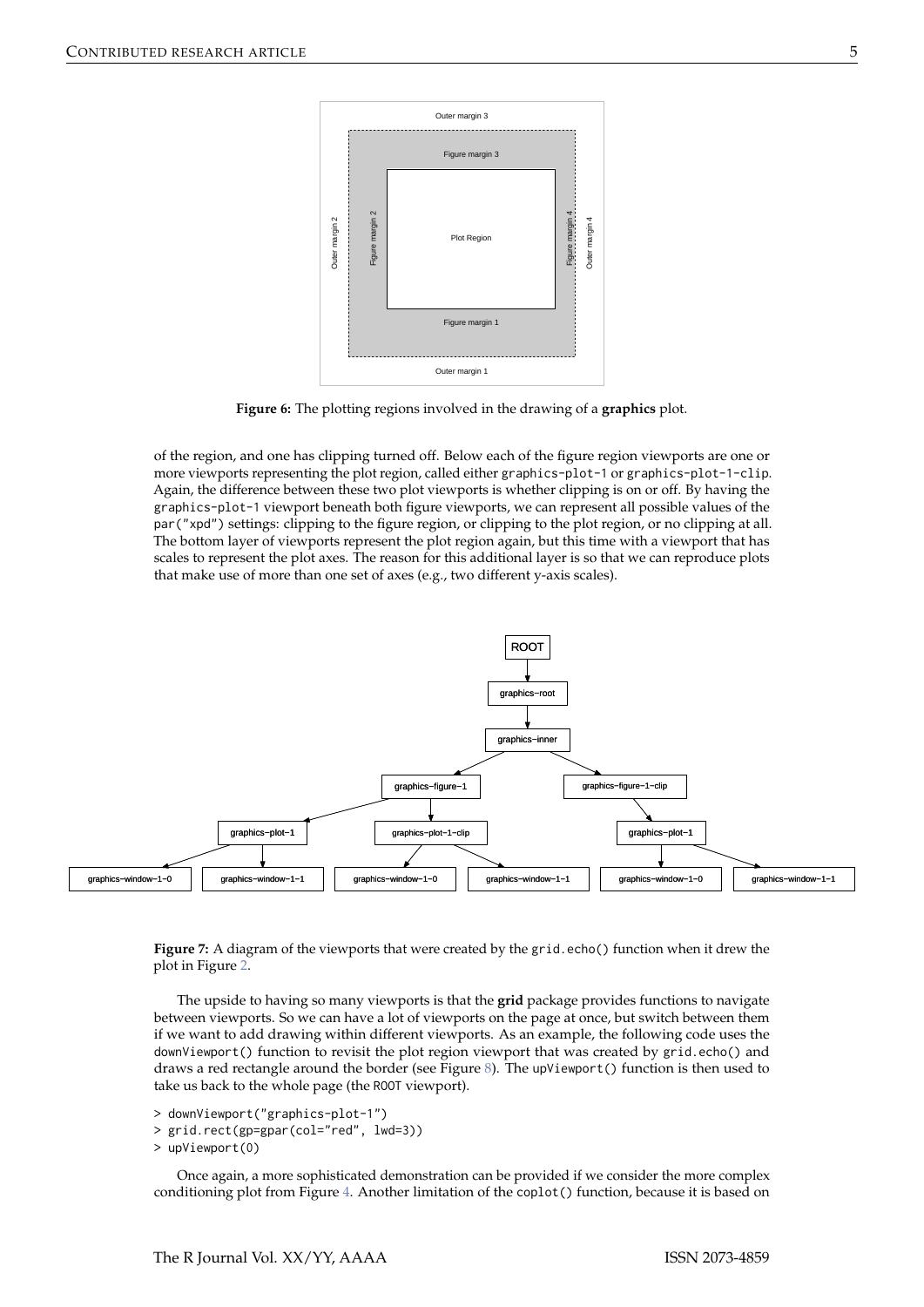**Figure 6:** The plotting regions involved in the drawing of a **graphics** plot.

of the region, and one has clipping turned off. Below each of the figure region viewports are one or more viewports representing the plot region, called either `graphics-plot-1` or `graphics-plot-1-clip`. Again, the difference between these two plot viewports is whether clipping is on or off. By having the `graphics-plot-1` viewport beneath both figure viewports, we can represent all possible values of the `par("xpd")` settings: clipping to the figure region, or clipping to the plot region, or no clipping at all. The bottom layer of viewports represent the plot region again, but this time with a viewport that has scales to represent the plot axes. The reason for this additional layer is so that we can reproduce plots that make use of more than one set of axes (e.g., two different y-axis scales).

**Figure 7:** A diagram of the viewports that were created by the `grid.echo()` function when it drew the plot in Figure 2.

The upside to having so many viewports is that the **grid** package provides functions to navigate between viewports. So we can have a lot of viewports on the page at once, but switch between them if we want to add drawing within different viewports. As an example, the following code uses the `downViewport()` function to revisit the plot region viewport that was created by `grid.echo()` and draws a red rectangle around the border (see Figure 8). The `upViewport()` function is then used to take us back to the whole page (the `ROOT` viewport).

```
> downViewport("graphics-plot-1")
> grid.rect(gp=gpar(col="red", lwd=3))
> upViewport(0)
```

Once again, a more sophisticated demonstration can be provided if we consider the more complex conditioning plot from Figure 4. Another limitation of the `coplot()` function, because it is based on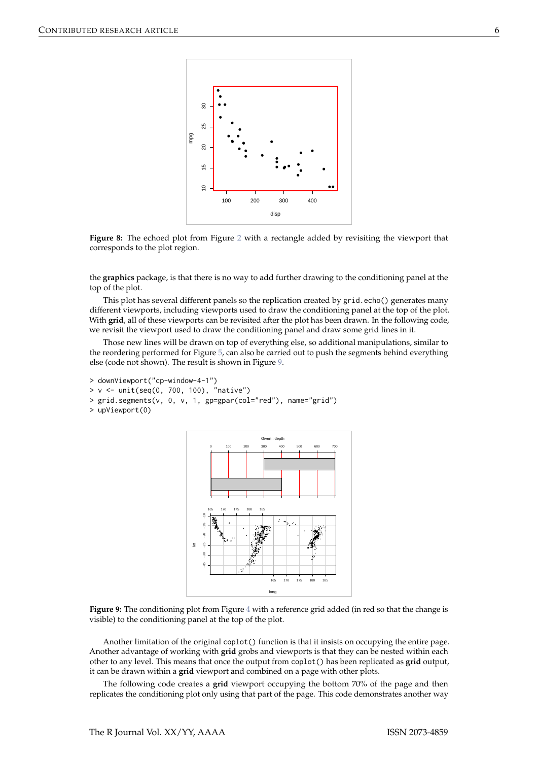**Figure 8:** The echoed plot from Figure 2 with a rectangle added by revisiting the viewport that corresponds to the plot region.

the **graphics** package, is that there is no way to add further drawing to the conditioning panel at the top of the plot.

This plot has several different panels so the replication created by `grid.echo()` generates many different viewports, including viewports used to draw the conditioning panel at the top of the plot. With **grid**, all of these viewports can be revisited after the plot has been drawn. In the following code, we revisit the viewport used to draw the conditioning panel and draw some grid lines in it.

Those new lines will be drawn on top of everything else, so additional manipulations, similar to the reordering performed for Figure 5, can also be carried out to push the segments behind everything else (code not shown). The result is shown in Figure 9.

```
> downViewport("cp-window-4-1")
> v <- unit(seq(0, 700, 100), "native")
> grid.segments(v, 0, v, 1, gp=gpar(col="red"), name="grid")
> upViewport(0)
```

**Figure 9:** The conditioning plot from Figure 4 with a reference grid added (in red so that the change is visible) to the conditioning panel at the top of the plot.

Another limitation of the original `coplot()` function is that it insists on occupying the entire page. Another advantage of working with **grid** grobs and viewports is that they can be nested within each other to any level. This means that once the output from `coplot()` has been replicated as **grid** output, it can be drawn within a **grid** viewport and combined on a page with other plots.

The following code creates a **grid** viewport occupying the bottom 70% of the page and then replicates the conditioning plot only using that part of the page. This code demonstrates another way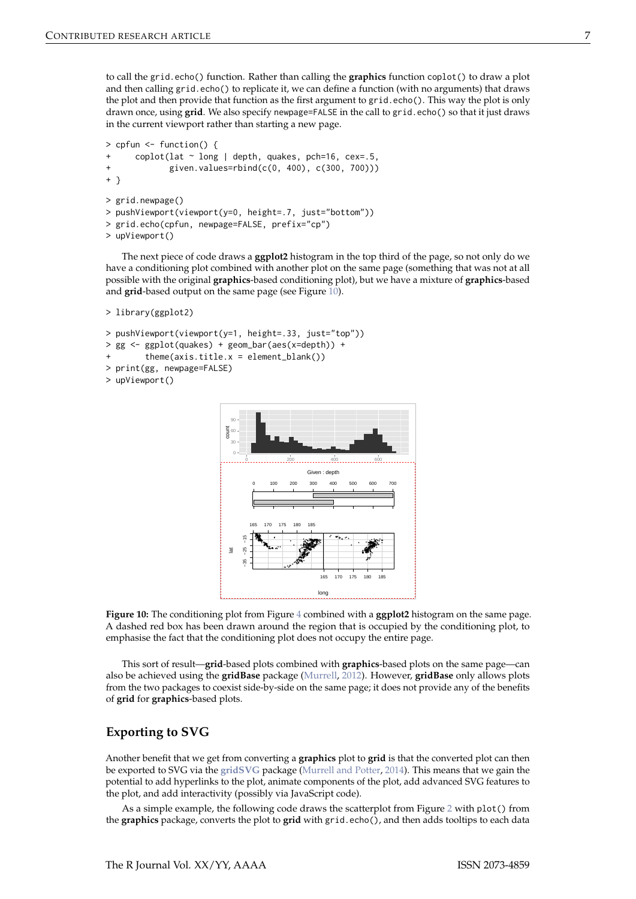to call the grid.echo() function. Rather than calling the **graphics** function coplot() to draw a plot and then calling grid.echo() to replicate it, we can define a function (with no arguments) that draws the plot and then provide that function as the first argument to grid.echo(). This way the plot is only drawn once, using **grid**. We also specify newpage=FALSE in the call to grid.echo() so that it just draws in the current viewport rather than starting a new page.

```
> cpfun <- function() {
+     coplot(lat ~ long | depth, quakes, pch=16, cex=.5,
+            given.values=rbind(c(0, 400), c(300, 700)))
+ }
```

```
> grid.newpage()
> pushViewport(viewport(y=0, height=.7, just="bottom"))
> grid.echo(cpfun, newpage=FALSE, prefix="cp")
> upViewport()
```

The next piece of code draws a **ggplot2** histogram in the top third of the page, so not only do we have a conditioning plot combined with another plot on the same page (something that was not at all possible with the original **graphics**-based conditioning plot), but we have a mixture of **graphics**-based and **grid**-based output on the same page (see Figure 10).

```
> library(ggplot2)
```

```
> pushViewport(viewport(y=1, height=.33, just="top"))
> gg <- ggplot(quakes) + geom_bar(aes(x=depth)) +
+       theme(axis.title.x = element_blank())
> print(gg, newpage=FALSE)
> upViewport()
```

**Figure 10:** The conditioning plot from Figure 4 combined with a **ggplot2** histogram on the same page. A dashed red box has been drawn around the region that is occupied by the conditioning plot, to emphasise the fact that the conditioning plot does not occupy the entire page.

This sort of result—**grid**-based plots combined with **graphics**-based plots on the same page—can also be achieved using the **gridBase** package (Murrell, 2012). However, **gridBase** only allows plots from the two packages to coexist side-by-side on the same page; it does not provide any of the benefits of **grid** for **graphics**-based plots.

## Exporting to SVG

Another benefit that we get from converting a **graphics** plot to **grid** is that the converted plot can then be exported to SVG via the **gridSVG** package (Murrell and Potter, 2014). This means that we gain the potential to add hyperlinks to the plot, animate components of the plot, add advanced SVG features to the plot, and add interactivity (possibly via JavaScript code).

As a simple example, the following code draws the scatterplot from Figure 2 with plot() from the **graphics** package, converts the plot to **grid** with grid.echo(), and then adds tooltips to each data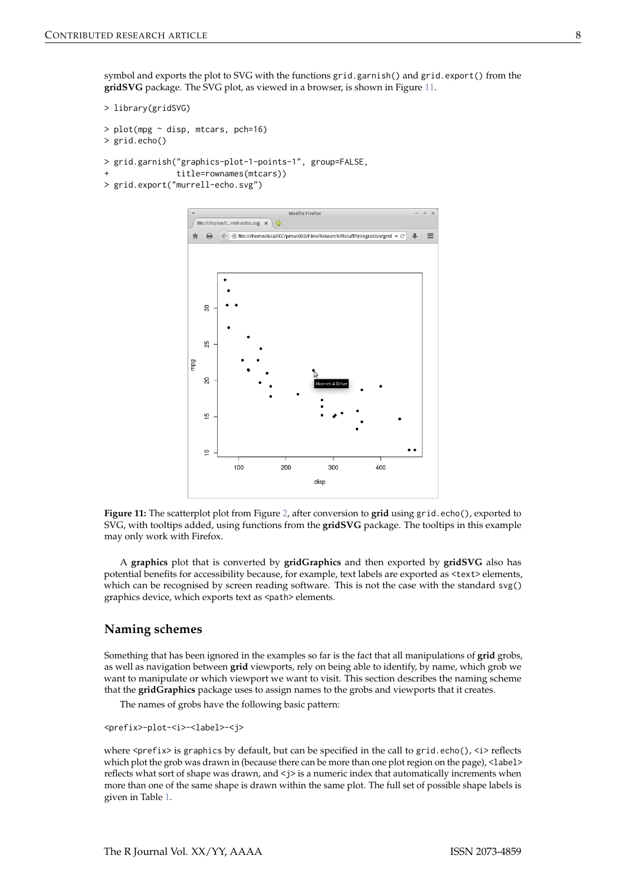symbol and exports the plot to SVG with the functions grid.garnish() and grid.export() from the **gridSVG** package. The SVG plot, as viewed in a browser, is shown in Figure 11.

```
> library(gridSVG)

> plot(mpg ~ disp, mtcars, pch=16)
> grid.echo()

> grid.garnish("graphics-plot-1-points-1", group=FALSE,
+              title=rownames(mtcars))
> grid.export("murrell-echo.svg")
```

**Figure 11:** The scatterplot plot from Figure 2, after conversion to **grid** using grid.echo(), exported to SVG, with tooltips added, using functions from the **gridSVG** package. The tooltips in this example may only work with Firefox.

A **graphics** plot that is converted by **gridGraphics** and then exported by **gridSVG** also has potential benefits for accessibility because, for example, text labels are exported as <text> elements, which can be recognised by screen reading software. This is not the case with the standard svg() graphics device, which exports text as <path> elements.

## Naming schemes

Something that has been ignored in the examples so far is the fact that all manipulations of **grid** grobs, as well as navigation between **grid** viewports, rely on being able to identify, by name, which grob we want to manipulate or which viewport we want to visit. This section describes the naming scheme that the **gridGraphics** package uses to assign names to the grobs and viewports that it creates.

The names of grobs have the following basic pattern:

```
<prefix>-plot-<i>-<label>-<j>
```

where <prefix> is graphics by default, but can be specified in the call to grid.echo(), <i> reflects which plot the grob was drawn in (because there can be more than one plot region on the page), <label> reflects what sort of shape was drawn, and <j> is a numeric index that automatically increments when more than one of the same shape is drawn within the same plot. The full set of possible shape labels is given in Table 1.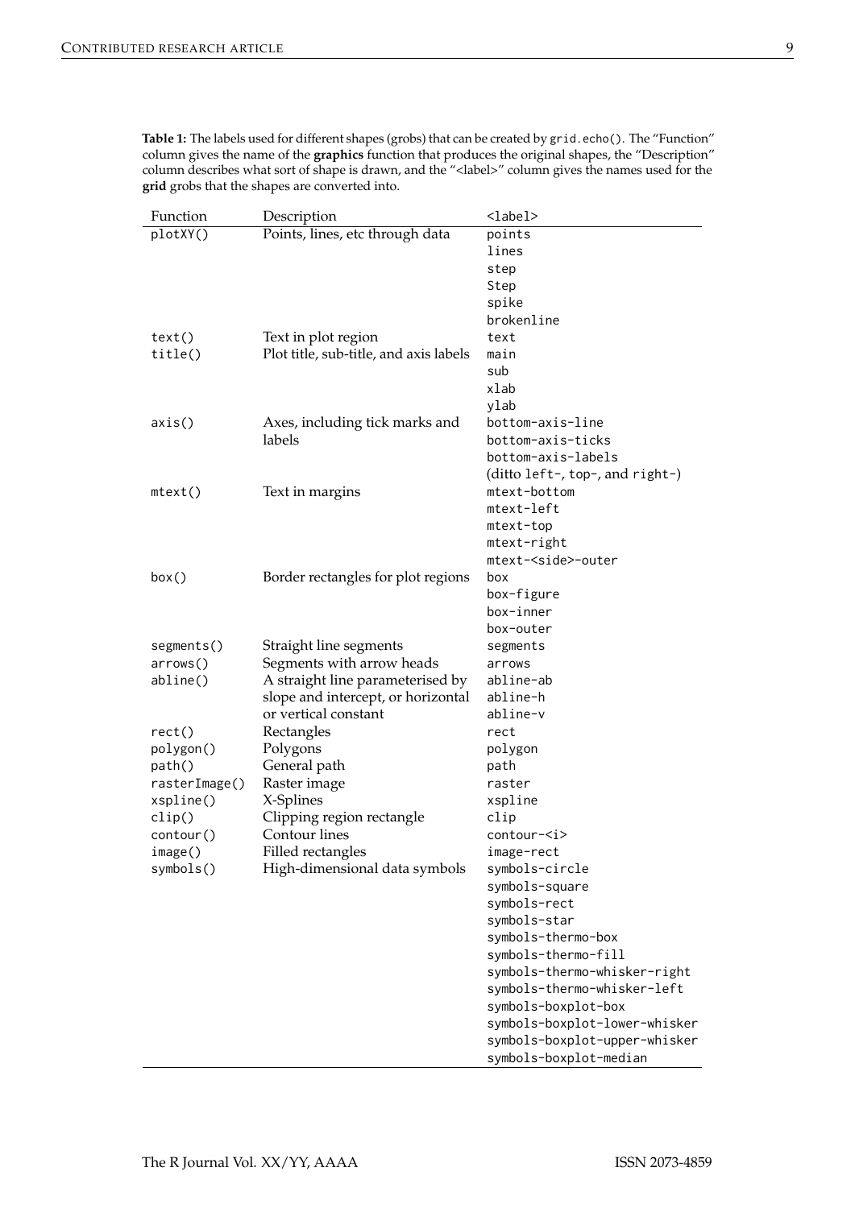**Table 1:** The labels used for different shapes (grobs) that can be created by `grid.echo()`. The "Function" column gives the name of the **graphics** function that produces the original shapes, the "Description" column describes what sort of shape is drawn, and the "<label>" column gives the names used for the **grid** grobs that the shapes are converted into.

| Function | Description | <label> |
|---|---|---|
| `plotXY()` | Points, lines, etc through data | `points` |
| | | `lines` |
| | | `step` |
| | | `Step` |
| | | `spike` |
| | | `brokenline` |
| `text()` | Text in plot region | `text` |
| `title()` | Plot title, sub-title, and axis labels | `main` |
| | | `sub` |
| | | `xlab` |
| | | `ylab` |
| `axis()` | Axes, including tick marks and labels | `bottom-axis-line` |
| | | `bottom-axis-ticks` |
| | | `bottom-axis-labels` |
| | | (ditto `left-`, `top-`, and `right-`) |
| `mtext()` | Text in margins | `mtext-bottom` |
| | | `mtext-left` |
| | | `mtext-top` |
| | | `mtext-right` |
| | | `mtext-<side>-outer` |
| `box()` | Border rectangles for plot regions | `box` |
| | | `box-figure` |
| | | `box-inner` |
| | | `box-outer` |
| `segments()` | Straight line segments | `segments` |
| `arrows()` | Segments with arrow heads | `arrows` |
| `abline()` | A straight line parameterised by slope and intercept, or horizontal or vertical constant | `abline-ab` |
| | | `abline-h` |
| | | `abline-v` |
| `rect()` | Rectangles | `rect` |
| `polygon()` | Polygons | `polygon` |
| `path()` | General path | `path` |
| `rasterImage()` | Raster image | `raster` |
| `xspline()` | X-Splines | `xspline` |
| `clip()` | Clipping region rectangle | `clip` |
| `contour()` | Contour lines | `contour-<i>` |
| `image()` | Filled rectangles | `image-rect` |
| `symbols()` | High-dimensional data symbols | `symbols-circle` |
| | | `symbols-square` |
| | | `symbols-rect` |
| | | `symbols-star` |
| | | `symbols-thermo-box` |
| | | `symbols-thermo-fill` |
| | | `symbols-thermo-whisker-right` |
| | | `symbols-thermo-whisker-left` |
| | | `symbols-boxplot-box` |
| | | `symbols-boxplot-lower-whisker` |
| | | `symbols-boxplot-upper-whisker` |
| | | `symbols-boxplot-median` |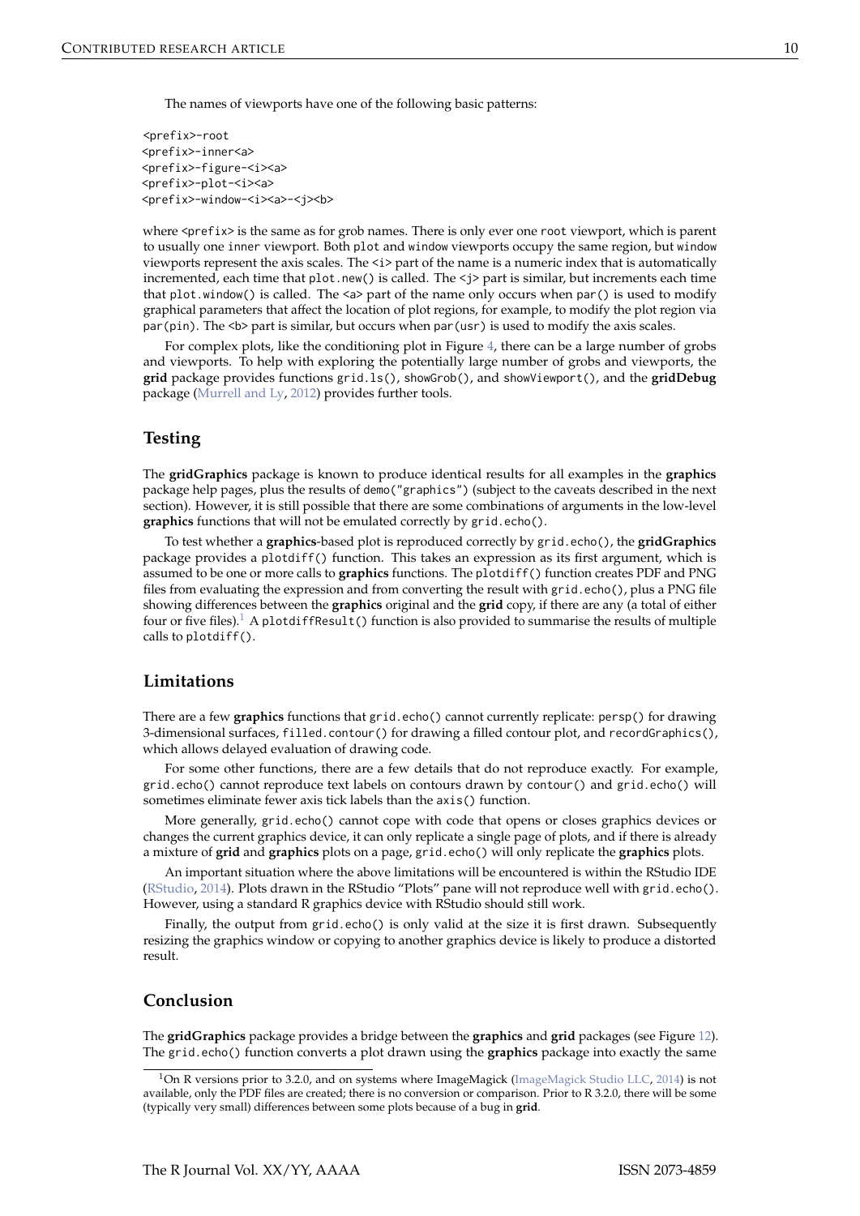The names of viewports have one of the following basic patterns:

```
<prefix>-root
<prefix>-inner<a>
<prefix>-figure-<i><a>
<prefix>-plot-<i><a>
<prefix>-window-<i><a>-<j><b>
```

where `<prefix>` is the same as for grob names. There is only ever one `root` viewport, which is parent to usually one `inner` viewport. Both `plot` and `window` viewports occupy the same region, but `window` viewports represent the axis scales. The `<i>` part of the name is a numeric index that is automatically incremented, each time that `plot.new()` is called. The `<j>` part is similar, but increments each time that `plot.window()` is called. The `<a>` part of the name only occurs when `par()` is used to modify graphical parameters that affect the location of plot regions, for example, to modify the plot region via `par(pin)`. The `<b>` part is similar, but occurs when `par(usr)` is used to modify the axis scales.

For complex plots, like the conditioning plot in Figure 4, there can be a large number of grobs and viewports. To help with exploring the potentially large number of grobs and viewports, the **grid** package provides functions `grid.ls()`, `showGrob()`, and `showViewport()`, and the **gridDebug** package (Murrell and Ly, 2012) provides further tools.

## Testing

The **gridGraphics** package is known to produce identical results for all examples in the **graphics** package help pages, plus the results of `demo("graphics")` (subject to the caveats described in the next section). However, it is still possible that there are some combinations of arguments in the low-level **graphics** functions that will not be emulated correctly by `grid.echo()`.

To test whether a **graphics**-based plot is reproduced correctly by `grid.echo()`, the **gridGraphics** package provides a `plotdiff()` function. This takes an expression as its first argument, which is assumed to be one or more calls to **graphics** functions. The `plotdiff()` function creates PDF and PNG files from evaluating the expression and from converting the result with `grid.echo()`, plus a PNG file showing differences between the **graphics** original and the **grid** copy, if there are any (a total of either four or five files).[1] A `plotdiffResult()` function is also provided to summarise the results of multiple calls to `plotdiff()`.

## Limitations

There are a few **graphics** functions that `grid.echo()` cannot currently replicate: `persp()` for drawing 3-dimensional surfaces, `filled.contour()` for drawing a filled contour plot, and `recordGraphics()`, which allows delayed evaluation of drawing code.

For some other functions, there are a few details that do not reproduce exactly. For example, `grid.echo()` cannot reproduce text labels on contours drawn by `contour()` and `grid.echo()` will sometimes eliminate fewer axis tick labels than the `axis()` function.

More generally, `grid.echo()` cannot cope with code that opens or closes graphics devices or changes the current graphics device, it can only replicate a single page of plots, and if there is already a mixture of **grid** and **graphics** plots on a page, `grid.echo()` will only replicate the **graphics** plots.

An important situation where the above limitations will be encountered is within the RStudio IDE (RStudio, 2014). Plots drawn in the RStudio "Plots" pane will not reproduce well with `grid.echo()`. However, using a standard R graphics device with RStudio should still work.

Finally, the output from `grid.echo()` is only valid at the size it is first drawn. Subsequently resizing the graphics window or copying to another graphics device is likely to produce a distorted result.

## Conclusion

The **gridGraphics** package provides a bridge between the **graphics** and **grid** packages (see Figure 12). The `grid.echo()` function converts a plot drawn using the **graphics** package into exactly the same

[1] On R versions prior to 3.2.0, and on systems where ImageMagick (ImageMagick Studio LLC, 2014) is not available, only the PDF files are created; there is no conversion or comparison. Prior to R 3.2.0, there will be some (typically very small) differences between some plots because of a bug in **grid**.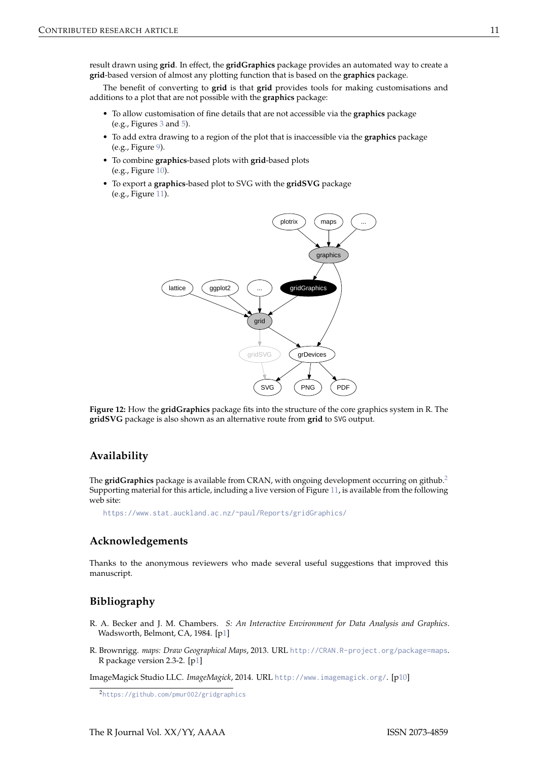result drawn using **grid**. In effect, the **gridGraphics** package provides an automated way to create a **grid**-based version of almost any plotting function that is based on the **graphics** package.

The benefit of converting to **grid** is that **grid** provides tools for making customisations and additions to a plot that are not possible with the **graphics** package:

- To allow customisation of fine details that are not accessible via the **graphics** package (e.g., Figures 3 and 5).
- To add extra drawing to a region of the plot that is inaccessible via the **graphics** package (e.g., Figure 9).
- To combine **graphics**-based plots with **grid**-based plots (e.g., Figure 10).
- To export a **graphics**-based plot to SVG with the **gridSVG** package (e.g., Figure 11).

**Figure 12:** How the **gridGraphics** package fits into the structure of the core graphics system in R. The **gridSVG** package is also shown as an alternative route from **grid** to SVG output.

## Availability

The **gridGraphics** package is available from CRAN, with ongoing development occurring on github.[2] Supporting material for this article, including a live version of Figure 11, is available from the following web site:

https://www.stat.auckland.ac.nz/~paul/Reports/gridGraphics/

## Acknowledgements

Thanks to the anonymous reviewers who made several useful suggestions that improved this manuscript.

## Bibliography

R. A. Becker and J. M. Chambers. *S: An Interactive Environment for Data Analysis and Graphics*. Wadsworth, Belmont, CA, 1984. [p1]

R. Brownrigg. *maps: Draw Geographical Maps*, 2013. URL http://CRAN.R-project.org/package=maps. R package version 2.3-2. [p1]

ImageMagick Studio LLC. *ImageMagick*, 2014. URL http://www.imagemagick.org/. [p10]

[2] https://github.com/pmur002/gridgraphics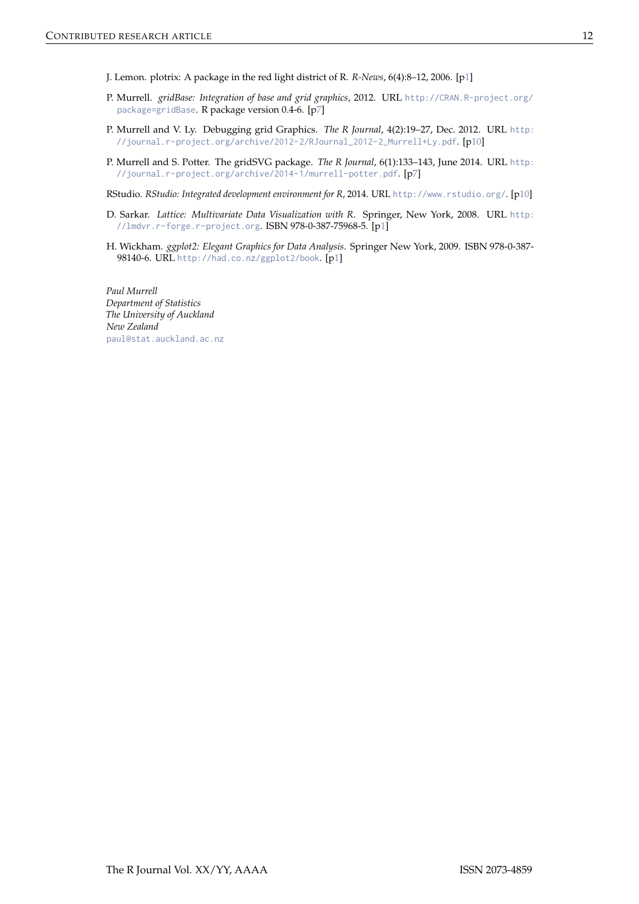J. Lemon. plotrix: A package in the red light district of R. *R-News*, 6(4):8–12, 2006. [p1]

P. Murrell. *gridBase: Integration of base and grid graphics*, 2012. URL http://CRAN.R-project.org/package=gridBase. R package version 0.4-6. [p7]

P. Murrell and V. Ly. Debugging grid Graphics. *The R Journal*, 4(2):19–27, Dec. 2012. URL http://journal.r-project.org/archive/2012-2/RJournal_2012-2_Murrell+Ly.pdf. [p10]

P. Murrell and S. Potter. The gridSVG package. *The R Journal*, 6(1):133–143, June 2014. URL http://journal.r-project.org/archive/2014-1/murrell-potter.pdf. [p7]

RStudio. *RStudio: Integrated development environment for R*, 2014. URL http://www.rstudio.org/. [p10]

D. Sarkar. *Lattice: Multivariate Data Visualization with R*. Springer, New York, 2008. URL http://lmdvr.r-forge.r-project.org. ISBN 978-0-387-75968-5. [p1]

H. Wickham. *ggplot2: Elegant Graphics for Data Analysis*. Springer New York, 2009. ISBN 978-0-387-98140-6. URL http://had.co.nz/ggplot2/book. [p1]

*Paul Murrell*
*Department of Statistics*
*The University of Auckland*
*New Zealand*
paul@stat.auckland.ac.nz